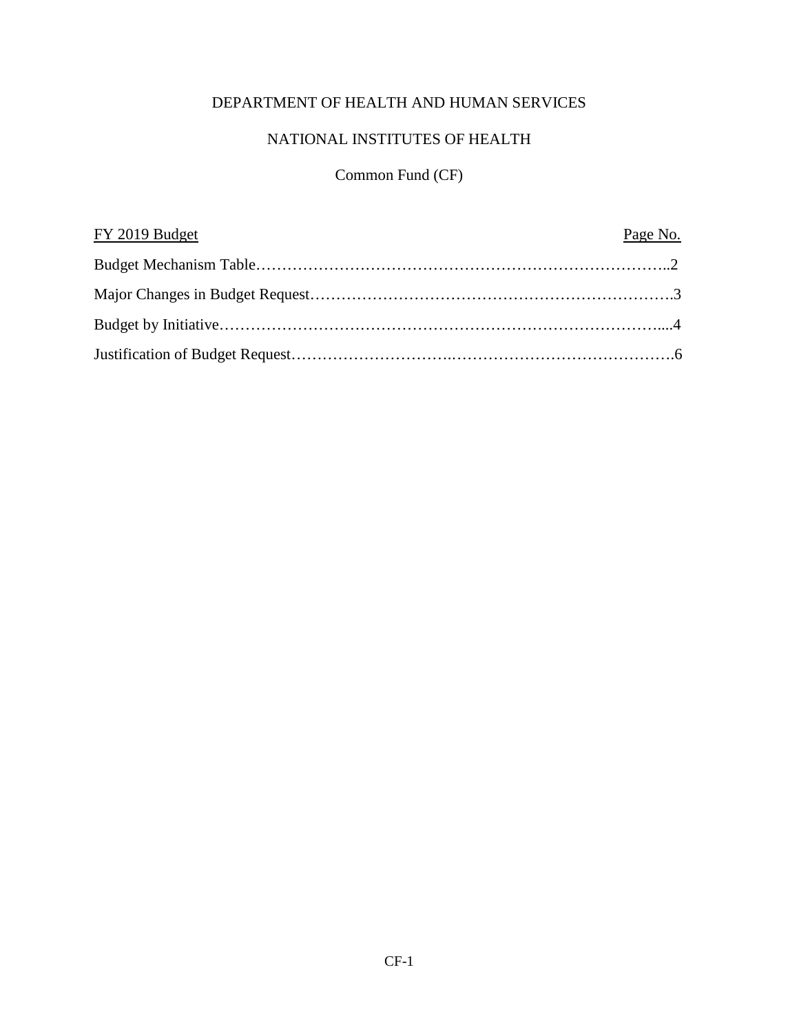# DEPARTMENT OF HEALTH AND HUMAN SERVICES

## NATIONAL INSTITUTES OF HEALTH

## Common Fund (CF)

| FY 2019 Budget | Page No. |
|---|---|
| Budget Mechanism Table | 2 |
| Major Changes in Budget Request | 3 |
| Budget by Initiative | 4 |
| Justification of Budget Request | 6 |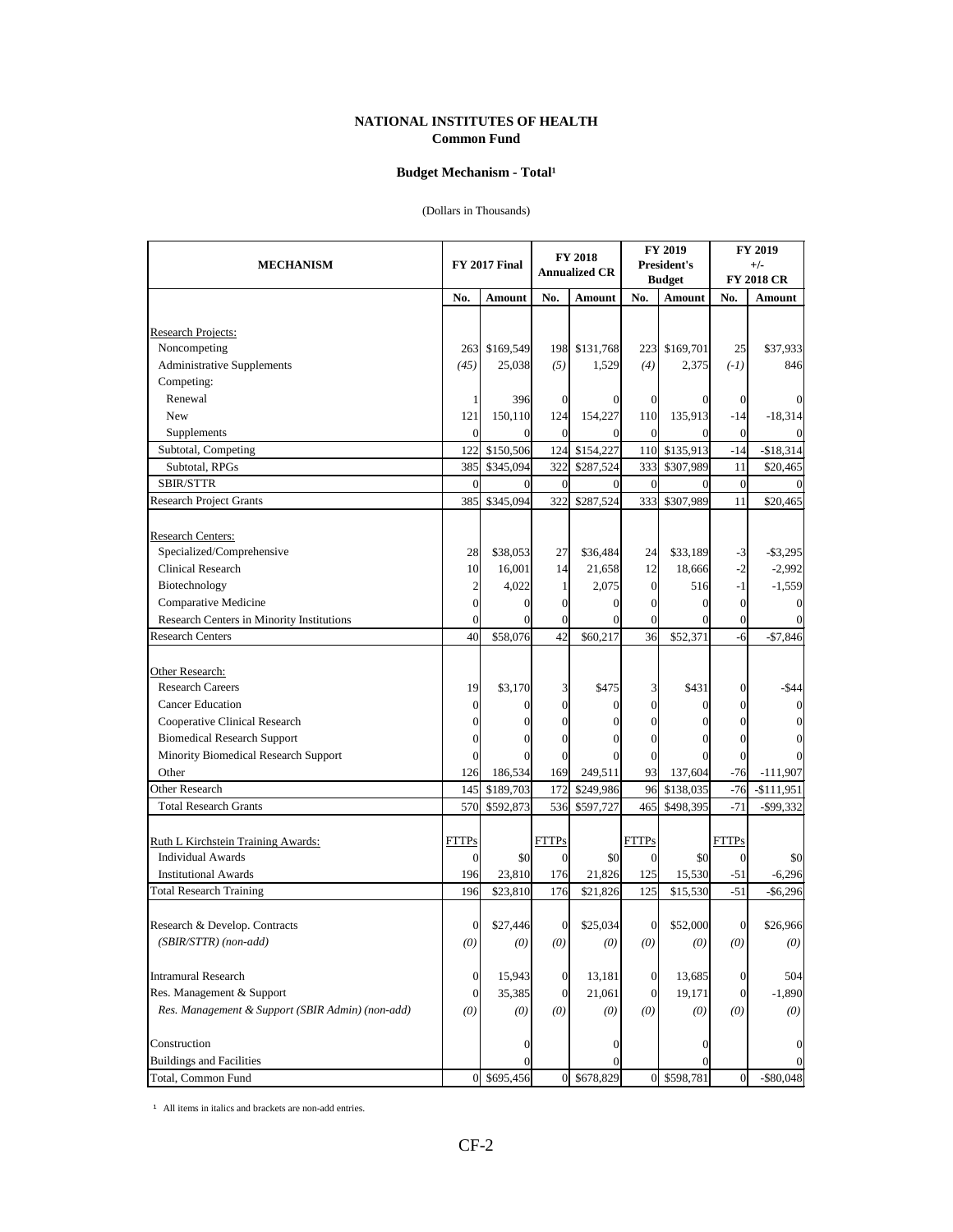# NATIONAL INSTITUTES OF HEALTH
## Common Fund

### Budget Mechanism - Total[1]

(Dollars in Thousands)

| MECHANISM | FY 2017 Final | | FY 2018 Annualized CR | | FY 2019 President's Budget | | FY 2019 +/- FY 2018 CR | |
|---|---|---|---|---|---|---|---|---|
| | No. | Amount | No. | Amount | No. | Amount | No. | Amount |
| Research Projects: | | | | | | | | |
| Noncompeting | 263 | $169,549 | 198 | $131,768 | 223 | $169,701 | 25 | $37,933 |
| Administrative Supplements | *(45)* | 25,038 | *(5)* | 1,529 | *(4)* | 2,375 | *(-1)* | 846 |
| Competing: | | | | | | | | |
| Renewal | 1 | 396 | 0 | 0 | 0 | 0 | 0 | 0 |
| New | 121 | 150,110 | 124 | 154,227 | 110 | 135,913 | -14 | -18,314 |
| Supplements | 0 | 0 | 0 | 0 | 0 | 0 | 0 | 0 |
| Subtotal, Competing | 122 | $150,506 | 124 | $154,227 | 110 | $135,913 | -14 | -$18,314 |
| Subtotal, RPGs | 385 | $345,094 | 322 | $287,524 | 333 | $307,989 | 11 | $20,465 |
| SBIR/STTR | 0 | 0 | 0 | 0 | 0 | 0 | 0 | 0 |
| Research Project Grants | 385 | $345,094 | 322 | $287,524 | 333 | $307,989 | 11 | $20,465 |
| Research Centers: | | | | | | | | |
| Specialized/Comprehensive | 28 | $38,053 | 27 | $36,484 | 24 | $33,189 | -3 | -$3,295 |
| Clinical Research | 10 | 16,001 | 14 | 21,658 | 12 | 18,666 | -2 | -2,992 |
| Biotechnology | 2 | 4,022 | 1 | 2,075 | 0 | 516 | -1 | -1,559 |
| Comparative Medicine | 0 | 0 | 0 | 0 | 0 | 0 | 0 | 0 |
| Research Centers in Minority Institutions | 0 | 0 | 0 | 0 | 0 | 0 | 0 | 0 |
| Research Centers | 40 | $58,076 | 42 | $60,217 | 36 | $52,371 | -6 | -$7,846 |
| Other Research: | | | | | | | | |
| Research Careers | 19 | $3,170 | 3 | $475 | 3 | $431 | 0 | -$44 |
| Cancer Education | 0 | 0 | 0 | 0 | 0 | 0 | 0 | 0 |
| Cooperative Clinical Research | 0 | 0 | 0 | 0 | 0 | 0 | 0 | 0 |
| Biomedical Research Support | 0 | 0 | 0 | 0 | 0 | 0 | 0 | 0 |
| Minority Biomedical Research Support | 0 | 0 | 0 | 0 | 0 | 0 | 0 | 0 |
| Other | 126 | 186,534 | 169 | 249,511 | 93 | 137,604 | -76 | -111,907 |
| Other Research | 145 | $189,703 | 172 | $249,986 | 96 | $138,035 | -76 | -$111,951 |
| Total Research Grants | 570 | $592,873 | 536 | $597,727 | 465 | $498,395 | -71 | -$99,332 |
| Ruth L Kirchstein Training Awards: | FTTPs | | FTTPs | | FTTPs | | FTTPs | |
| Individual Awards | 0 | $0 | 0 | $0 | 0 | $0 | 0 | $0 |
| Institutional Awards | 196 | 23,810 | 176 | 21,826 | 125 | 15,530 | -51 | -6,296 |
| Total Research Training | 196 | $23,810 | 176 | $21,826 | 125 | $15,530 | -51 | -$6,296 |
| Research & Develop. Contracts | 0 | $27,446 | 0 | $25,034 | 0 | $52,000 | 0 | $26,966 |
| *(SBIR/STTR) (non-add)* | *(0)* | *(0)* | *(0)* | *(0)* | *(0)* | *(0)* | *(0)* | *(0)* |
| Intramural Research | 0 | 15,943 | 0 | 13,181 | 0 | 13,685 | 0 | 504 |
| Res. Management & Support | 0 | 35,385 | 0 | 21,061 | 0 | 19,171 | 0 | -1,890 |
| *Res. Management & Support (SBIR Admin) (non-add)* | *(0)* | *(0)* | *(0)* | *(0)* | *(0)* | *(0)* | *(0)* | *(0)* |
| Construction | | 0 | | 0 | | 0 | | 0 |
| Buildings and Facilities | | 0 | | 0 | | 0 | | 0 |
| Total, Common Fund | 0 | $695,456 | 0 | $678,829 | 0 | $598,781 | 0 | -$80,048 |

[1] All items in italics and brackets are non-add entries.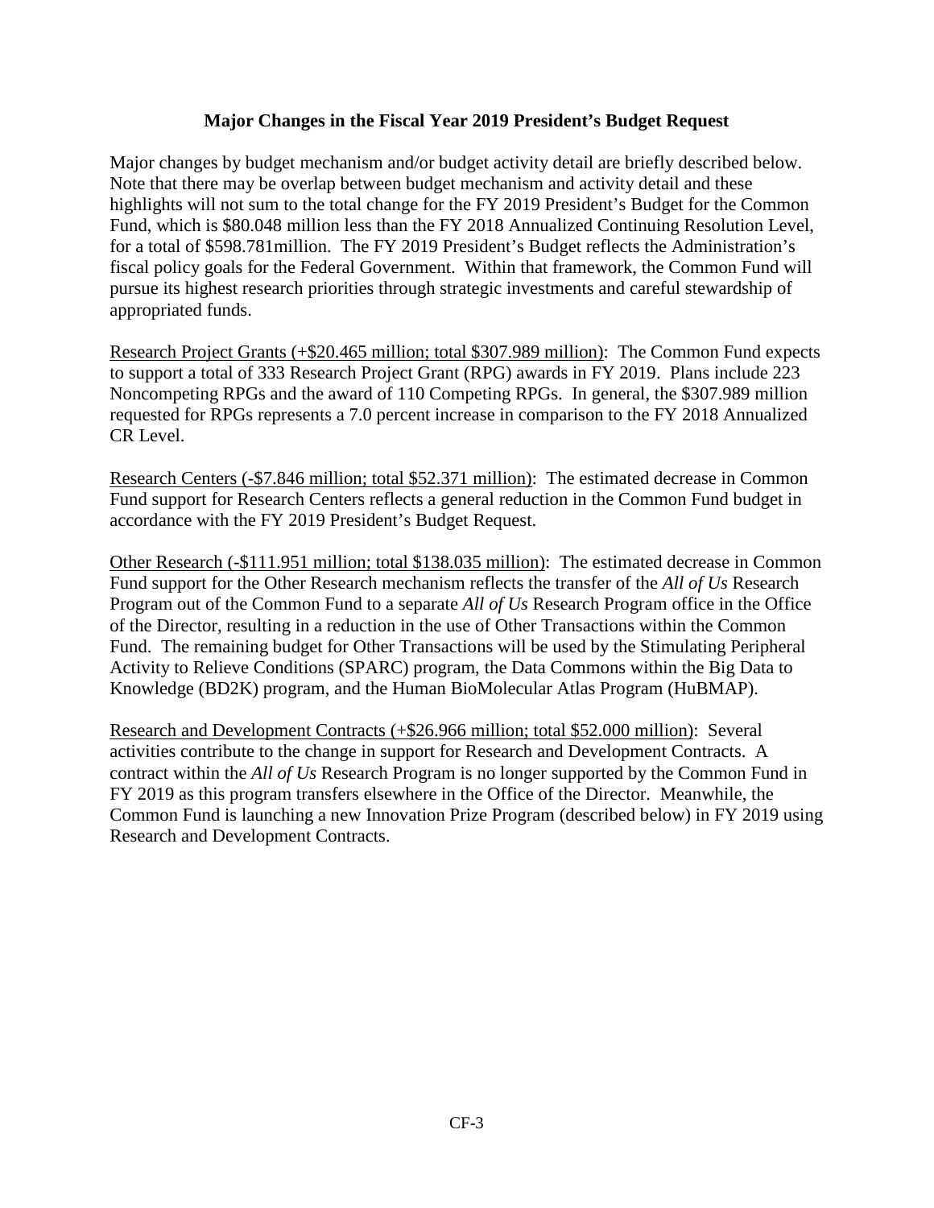## Major Changes in the Fiscal Year 2019 President's Budget Request

Major changes by budget mechanism and/or budget activity detail are briefly described below. Note that there may be overlap between budget mechanism and activity detail and these highlights will not sum to the total change for the FY 2019 President's Budget for the Common Fund, which is $80.048 million less than the FY 2018 Annualized Continuing Resolution Level, for a total of $598.781million. The FY 2019 President's Budget reflects the Administration's fiscal policy goals for the Federal Government. Within that framework, the Common Fund will pursue its highest research priorities through strategic investments and careful stewardship of appropriated funds.

<u>Research Project Grants (+$20.465 million; total $307.989 million)</u>: The Common Fund expects to support a total of 333 Research Project Grant (RPG) awards in FY 2019. Plans include 223 Noncompeting RPGs and the award of 110 Competing RPGs. In general, the $307.989 million requested for RPGs represents a 7.0 percent increase in comparison to the FY 2018 Annualized CR Level.

<u>Research Centers (-$7.846 million; total $52.371 million)</u>: The estimated decrease in Common Fund support for Research Centers reflects a general reduction in the Common Fund budget in accordance with the FY 2019 President's Budget Request.

<u>Other Research (-$111.951 million; total $138.035 million)</u>: The estimated decrease in Common Fund support for the Other Research mechanism reflects the transfer of the *All of Us* Research Program out of the Common Fund to a separate *All of Us* Research Program office in the Office of the Director, resulting in a reduction in the use of Other Transactions within the Common Fund. The remaining budget for Other Transactions will be used by the Stimulating Peripheral Activity to Relieve Conditions (SPARC) program, the Data Commons within the Big Data to Knowledge (BD2K) program, and the Human BioMolecular Atlas Program (HuBMAP).

<u>Research and Development Contracts (+$26.966 million; total $52.000 million)</u>: Several activities contribute to the change in support for Research and Development Contracts. A contract within the *All of Us* Research Program is no longer supported by the Common Fund in FY 2019 as this program transfers elsewhere in the Office of the Director. Meanwhile, the Common Fund is launching a new Innovation Prize Program (described below) in FY 2019 using Research and Development Contracts.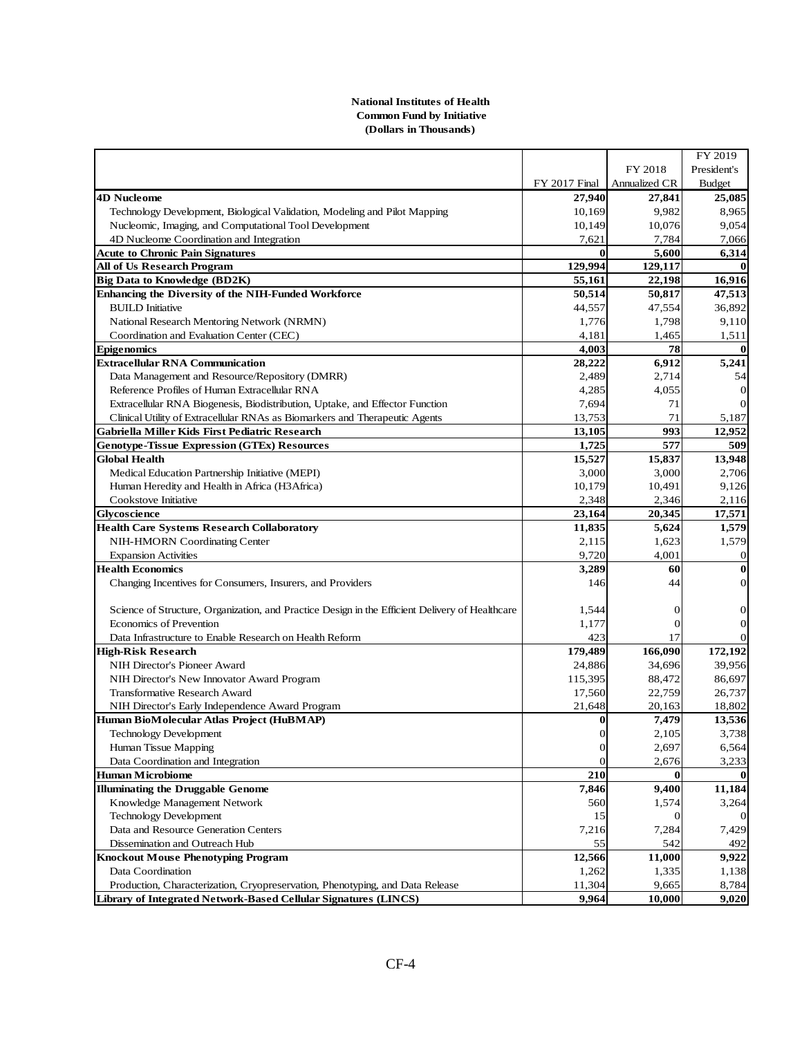**National Institutes of Health**
**Common Fund by Initiative**
**(Dollars in Thousands)**

| | FY 2017 Final | FY 2018 Annualized CR | FY 2019 President's Budget |
|---|---|---|---|
| **4D Nucleome** | **27,940** | **27,841** | **25,085** |
| Technology Development, Biological Validation, Modeling and Pilot Mapping | 10,169 | 9,982 | 8,965 |
| Nucleomic, Imaging, and Computational Tool Development | 10,149 | 10,076 | 9,054 |
| 4D Nucleome Coordination and Integration | 7,621 | 7,784 | 7,066 |
| **Acute to Chronic Pain Signatures** | **0** | **5,600** | **6,314** |
| **All of Us Research Program** | **129,994** | **129,117** | **0** |
| **Big Data to Knowledge (BD2K)** | **55,161** | **22,198** | **16,916** |
| **Enhancing the Diversity of the NIH-Funded Workforce** | **50,514** | **50,817** | **47,513** |
| BUILD Initiative | 44,557 | 47,554 | 36,892 |
| National Research Mentoring Network (NRMN) | 1,776 | 1,798 | 9,110 |
| Coordination and Evaluation Center (CEC) | 4,181 | 1,465 | 1,511 |
| **Epigenomics** | **4,003** | **78** | **0** |
| **Extracellular RNA Communication** | **28,222** | **6,912** | **5,241** |
| Data Management and Resource/Repository (DMRR) | 2,489 | 2,714 | 54 |
| Reference Profiles of Human Extracellular RNA | 4,285 | 4,055 | 0 |
| Extracellular RNA Biogenesis, Biodistribution, Uptake, and Effector Function | 7,694 | 71 | 0 |
| Clinical Utility of Extracellular RNAs as Biomarkers and Therapeutic Agents | 13,753 | 71 | 5,187 |
| **Gabriella Miller Kids First Pediatric Research** | **13,105** | **993** | **12,952** |
| **Genotype-Tissue Expression (GTEx) Resources** | **1,725** | **577** | **509** |
| **Global Health** | **15,527** | **15,837** | **13,948** |
| Medical Education Partnership Initiative (MEPI) | 3,000 | 3,000 | 2,706 |
| Human Heredity and Health in Africa (H3Africa) | 10,179 | 10,491 | 9,126 |
| Cookstove Initiative | 2,348 | 2,346 | 2,116 |
| **Glycoscience** | **23,164** | **20,345** | **17,571** |
| **Health Care Systems Research Collaboratory** | **11,835** | **5,624** | **1,579** |
| NIH-HMORN Coordinating Center | 2,115 | 1,623 | 1,579 |
| Expansion Activities | 9,720 | 4,001 | 0 |
| **Health Economics** | **3,289** | **60** | **0** |
| Changing Incentives for Consumers, Insurers, and Providers | 146 | 44 | 0 |
| Science of Structure, Organization, and Practice Design in the Efficient Delivery of Healthcare | 1,544 | 0 | 0 |
| Economics of Prevention | 1,177 | 0 | 0 |
| Data Infrastructure to Enable Research on Health Reform | 423 | 17 | 0 |
| **High-Risk Research** | **179,489** | **166,090** | **172,192** |
| NIH Director's Pioneer Award | 24,886 | 34,696 | 39,956 |
| NIH Director's New Innovator Award Program | 115,395 | 88,472 | 86,697 |
| Transformative Research Award | 17,560 | 22,759 | 26,737 |
| NIH Director's Early Independence Award Program | 21,648 | 20,163 | 18,802 |
| **Human BioMolecular Atlas Project (HuBMAP)** | **0** | **7,479** | **13,536** |
| Technology Development | 0 | 2,105 | 3,738 |
| Human Tissue Mapping | 0 | 2,697 | 6,564 |
| Data Coordination and Integration | 0 | 2,676 | 3,233 |
| **Human Microbiome** | **210** | **0** | **0** |
| **Illuminating the Druggable Genome** | **7,846** | **9,400** | **11,184** |
| Knowledge Management Network | 560 | 1,574 | 3,264 |
| Technology Development | 15 | 0 | 0 |
| Data and Resource Generation Centers | 7,216 | 7,284 | 7,429 |
| Dissemination and Outreach Hub | 55 | 542 | 492 |
| **Knockout Mouse Phenotyping Program** | **12,566** | **11,000** | **9,922** |
| Data Coordination | 1,262 | 1,335 | 1,138 |
| Production, Characterization, Cryopreservation, Phenotyping, and Data Release | 11,304 | 9,665 | 8,784 |
| **Library of Integrated Network-Based Cellular Signatures (LINCS)** | **9,964** | **10,000** | **9,020** |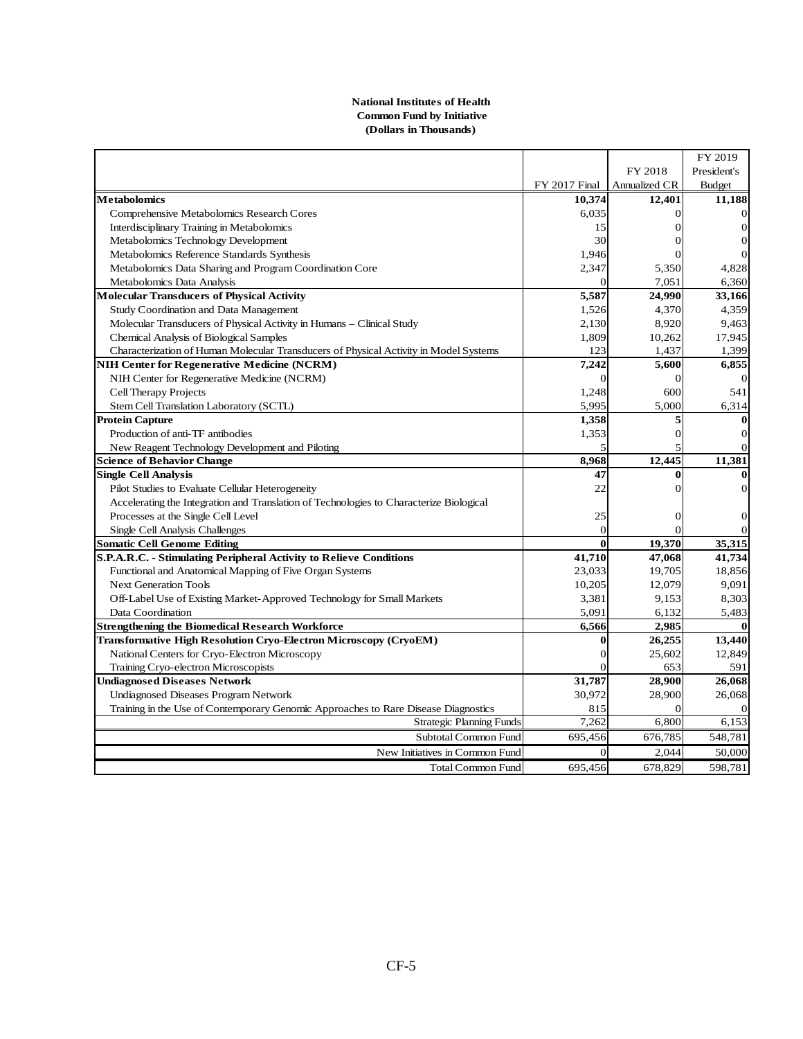**National Institutes of Health**
**Common Fund by Initiative**
**(Dollars in Thousands)**

| | FY 2017 Final | FY 2018 Annualized CR | FY 2019 President's Budget |
|---|---|---|---|
| **Metabolomics** | **10,374** | **12,401** | **11,188** |
| Comprehensive Metabolomics Research Cores | 6,035 | 0 | 0 |
| Interdisciplinary Training in Metabolomics | 15 | 0 | 0 |
| Metabolomics Technology Development | 30 | 0 | 0 |
| Metabolomics Reference Standards Synthesis | 1,946 | 0 | 0 |
| Metabolomics Data Sharing and Program Coordination Core | 2,347 | 5,350 | 4,828 |
| Metabolomics Data Analysis | 0 | 7,051 | 6,360 |
| **Molecular Transducers of Physical Activity** | **5,587** | **24,990** | **33,166** |
| Study Coordination and Data Management | 1,526 | 4,370 | 4,359 |
| Molecular Transducers of Physical Activity in Humans – Clinical Study | 2,130 | 8,920 | 9,463 |
| Chemical Analysis of Biological Samples | 1,809 | 10,262 | 17,945 |
| Characterization of Human Molecular Transducers of Physical Activity in Model Systems | 123 | 1,437 | 1,399 |
| **NIH Center for Regenerative Medicine (NCRM)** | **7,242** | **5,600** | **6,855** |
| NIH Center for Regenerative Medicine (NCRM) | 0 | 0 | 0 |
| Cell Therapy Projects | 1,248 | 600 | 541 |
| Stem Cell Translation Laboratory (SCTL) | 5,995 | 5,000 | 6,314 |
| **Protein Capture** | **1,358** | **5** | **0** |
| Production of anti-TF antibodies | 1,353 | 0 | 0 |
| New Reagent Technology Development and Piloting | 5 | 5 | 0 |
| **Science of Behavior Change** | **8,968** | **12,445** | **11,381** |
| **Single Cell Analysis** | **47** | **0** | **0** |
| Pilot Studies to Evaluate Cellular Heterogeneity | 22 | 0 | 0 |
| Accelerating the Integration and Translation of Technologies to Characterize Biological Processes at the Single Cell Level | 25 | 0 | 0 |
| Single Cell Analysis Challenges | 0 | 0 | 0 |
| **Somatic Cell Genome Editing** | **0** | **19,370** | **35,315** |
| **S.P.A.R.C. - Stimulating Peripheral Activity to Relieve Conditions** | **41,710** | **47,068** | **41,734** |
| Functional and Anatomical Mapping of Five Organ Systems | 23,033 | 19,705 | 18,856 |
| Next Generation Tools | 10,205 | 12,079 | 9,091 |
| Off-Label Use of Existing Market-Approved Technology for Small Markets | 3,381 | 9,153 | 8,303 |
| Data Coordination | 5,091 | 6,132 | 5,483 |
| **Strengthening the Biomedical Research Workforce** | **6,566** | **2,985** | **0** |
| **Transformative High Resolution Cryo-Electron Microscopy (CryoEM)** | **0** | **26,255** | **13,440** |
| National Centers for Cryo-Electron Microscopy | 0 | 25,602 | 12,849 |
| Training Cryo-electron Microscopists | 0 | 653 | 591 |
| **Undiagnosed Diseases Network** | **31,787** | **28,900** | **26,068** |
| Undiagnosed Diseases Program Network | 30,972 | 28,900 | 26,068 |
| Training in the Use of Contemporary Genomic Approaches to Rare Disease Diagnostics | 815 | 0 | 0 |
| Strategic Planning Funds | 7,262 | 6,800 | 6,153 |
| Subtotal Common Fund | 695,456 | 676,785 | 548,781 |
| New Initiatives in Common Fund | 0 | 2,044 | 50,000 |
| Total Common Fund | 695,456 | 678,829 | 598,781 |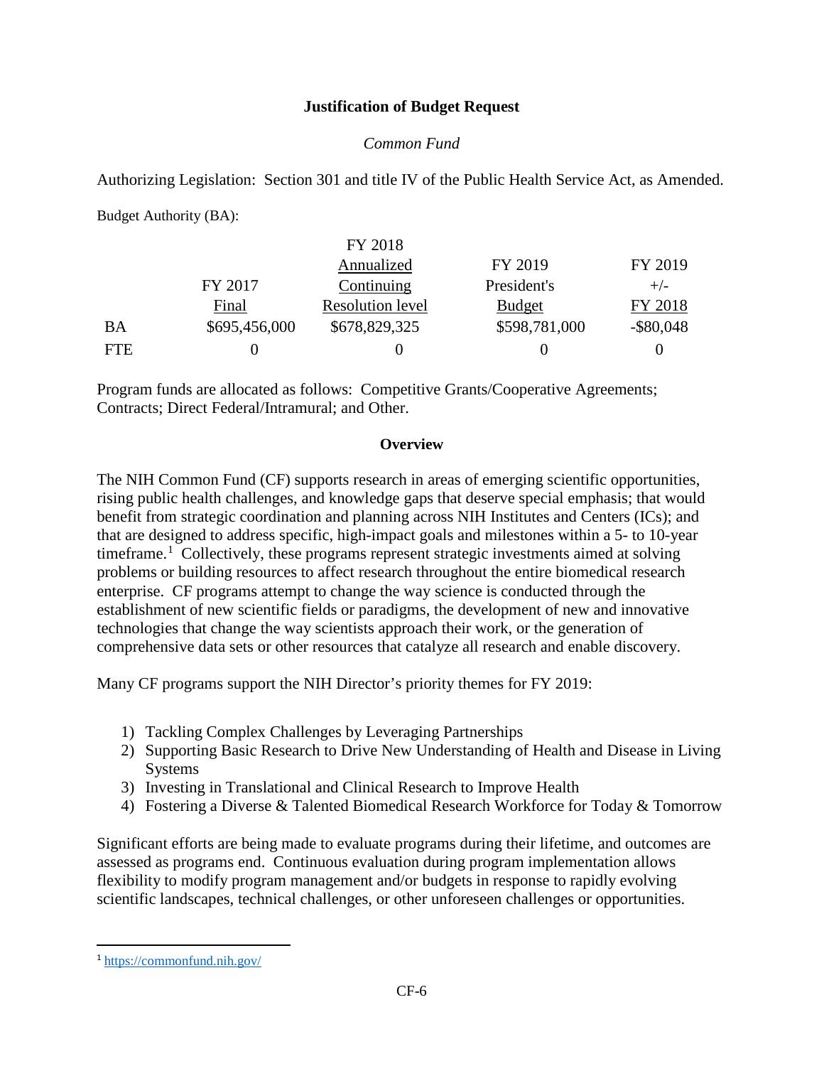**Justification of Budget Request**

*Common Fund*

Authorizing Legislation: Section 301 and title IV of the Public Health Service Act, as Amended.

Budget Authority (BA):

| | FY 2017 Final | FY 2018 Annualized Continuing Resolution level | FY 2019 President's Budget | FY 2019 +/- FY 2018 |
|---|---|---|---|---|
| BA | $695,456,000 | $678,829,325 | $598,781,000 | -$80,048 |
| FTE | 0 | 0 | 0 | 0 |

Program funds are allocated as follows: Competitive Grants/Cooperative Agreements; Contracts; Direct Federal/Intramural; and Other.

**Overview**

The NIH Common Fund (CF) supports research in areas of emerging scientific opportunities, rising public health challenges, and knowledge gaps that deserve special emphasis; that would benefit from strategic coordination and planning across NIH Institutes and Centers (ICs); and that are designed to address specific, high-impact goals and milestones within a 5- to 10-year timeframe.[1] Collectively, these programs represent strategic investments aimed at solving problems or building resources to affect research throughout the entire biomedical research enterprise. CF programs attempt to change the way science is conducted through the establishment of new scientific fields or paradigms, the development of new and innovative technologies that change the way scientists approach their work, or the generation of comprehensive data sets or other resources that catalyze all research and enable discovery.

Many CF programs support the NIH Director's priority themes for FY 2019:

1) Tackling Complex Challenges by Leveraging Partnerships
2) Supporting Basic Research to Drive New Understanding of Health and Disease in Living Systems
3) Investing in Translational and Clinical Research to Improve Health
4) Fostering a Diverse & Talented Biomedical Research Workforce for Today & Tomorrow

Significant efforts are being made to evaluate programs during their lifetime, and outcomes are assessed as programs end. Continuous evaluation during program implementation allows flexibility to modify program management and/or budgets in response to rapidly evolving scientific landscapes, technical challenges, or other unforeseen challenges or opportunities.

---

[1] https://commonfund.nih.gov/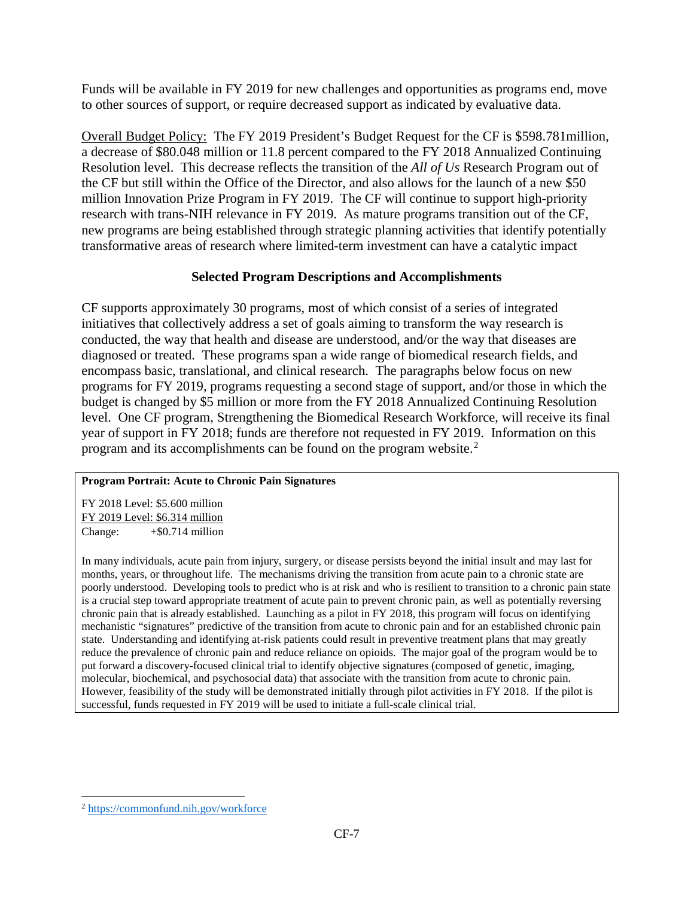Funds will be available in FY 2019 for new challenges and opportunities as programs end, move to other sources of support, or require decreased support as indicated by evaluative data.

Overall Budget Policy: The FY 2019 President's Budget Request for the CF is \$598.781million, a decrease of \$80.048 million or 11.8 percent compared to the FY 2018 Annualized Continuing Resolution level. This decrease reflects the transition of the *All of Us* Research Program out of the CF but still within the Office of the Director, and also allows for the launch of a new \$50 million Innovation Prize Program in FY 2019. The CF will continue to support high-priority research with trans-NIH relevance in FY 2019. As mature programs transition out of the CF, new programs are being established through strategic planning activities that identify potentially transformative areas of research where limited-term investment can have a catalytic impact

## Selected Program Descriptions and Accomplishments

CF supports approximately 30 programs, most of which consist of a series of integrated initiatives that collectively address a set of goals aiming to transform the way research is conducted, the way that health and disease are understood, and/or the way that diseases are diagnosed or treated. These programs span a wide range of biomedical research fields, and encompass basic, translational, and clinical research. The paragraphs below focus on new programs for FY 2019, programs requesting a second stage of support, and/or those in which the budget is changed by \$5 million or more from the FY 2018 Annualized Continuing Resolution level. One CF program, Strengthening the Biomedical Research Workforce, will receive its final year of support in FY 2018; funds are therefore not requested in FY 2019. Information on this program and its accomplishments can be found on the program website.[2]

**Program Portrait: Acute to Chronic Pain Signatures**

FY 2018 Level: \$5.600 million
FY 2019 Level: \$6.314 million
Change: +\$0.714 million

In many individuals, acute pain from injury, surgery, or disease persists beyond the initial insult and may last for months, years, or throughout life. The mechanisms driving the transition from acute pain to a chronic state are poorly understood. Developing tools to predict who is at risk and who is resilient to transition to a chronic pain state is a crucial step toward appropriate treatment of acute pain to prevent chronic pain, as well as potentially reversing chronic pain that is already established. Launching as a pilot in FY 2018, this program will focus on identifying mechanistic "signatures" predictive of the transition from acute to chronic pain and for an established chronic pain state. Understanding and identifying at-risk patients could result in preventive treatment plans that may greatly reduce the prevalence of chronic pain and reduce reliance on opioids. The major goal of the program would be to put forward a discovery-focused clinical trial to identify objective signatures (composed of genetic, imaging, molecular, biochemical, and psychosocial data) that associate with the transition from acute to chronic pain. However, feasibility of the study will be demonstrated initially through pilot activities in FY 2018. If the pilot is successful, funds requested in FY 2019 will be used to initiate a full-scale clinical trial.

[2] https://commonfund.nih.gov/workforce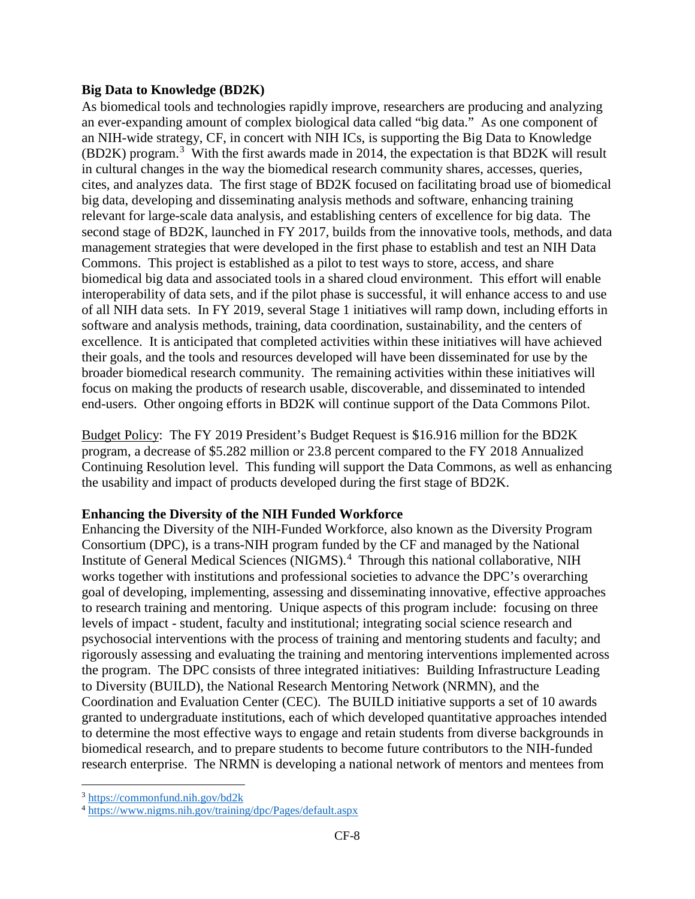### Big Data to Knowledge (BD2K)

As biomedical tools and technologies rapidly improve, researchers are producing and analyzing an ever-expanding amount of complex biological data called "big data." As one component of an NIH-wide strategy, CF, in concert with NIH ICs, is supporting the Big Data to Knowledge (BD2K) program.[3] With the first awards made in 2014, the expectation is that BD2K will result in cultural changes in the way the biomedical research community shares, accesses, queries, cites, and analyzes data. The first stage of BD2K focused on facilitating broad use of biomedical big data, developing and disseminating analysis methods and software, enhancing training relevant for large-scale data analysis, and establishing centers of excellence for big data. The second stage of BD2K, launched in FY 2017, builds from the innovative tools, methods, and data management strategies that were developed in the first phase to establish and test an NIH Data Commons. This project is established as a pilot to test ways to store, access, and share biomedical big data and associated tools in a shared cloud environment. This effort will enable interoperability of data sets, and if the pilot phase is successful, it will enhance access to and use of all NIH data sets. In FY 2019, several Stage 1 initiatives will ramp down, including efforts in software and analysis methods, training, data coordination, sustainability, and the centers of excellence. It is anticipated that completed activities within these initiatives will have achieved their goals, and the tools and resources developed will have been disseminated for use by the broader biomedical research community. The remaining activities within these initiatives will focus on making the products of research usable, discoverable, and disseminated to intended end-users. Other ongoing efforts in BD2K will continue support of the Data Commons Pilot.

Budget Policy: The FY 2019 President's Budget Request is $16.916 million for the BD2K program, a decrease of $5.282 million or 23.8 percent compared to the FY 2018 Annualized Continuing Resolution level. This funding will support the Data Commons, as well as enhancing the usability and impact of products developed during the first stage of BD2K.

### Enhancing the Diversity of the NIH Funded Workforce

Enhancing the Diversity of the NIH-Funded Workforce, also known as the Diversity Program Consortium (DPC), is a trans-NIH program funded by the CF and managed by the National Institute of General Medical Sciences (NIGMS).[4] Through this national collaborative, NIH works together with institutions and professional societies to advance the DPC's overarching goal of developing, implementing, assessing and disseminating innovative, effective approaches to research training and mentoring. Unique aspects of this program include: focusing on three levels of impact - student, faculty and institutional; integrating social science research and psychosocial interventions with the process of training and mentoring students and faculty; and rigorously assessing and evaluating the training and mentoring interventions implemented across the program. The DPC consists of three integrated initiatives: Building Infrastructure Leading to Diversity (BUILD), the National Research Mentoring Network (NRMN), and the Coordination and Evaluation Center (CEC). The BUILD initiative supports a set of 10 awards granted to undergraduate institutions, each of which developed quantitative approaches intended to determine the most effective ways to engage and retain students from diverse backgrounds in biomedical research, and to prepare students to become future contributors to the NIH-funded research enterprise. The NRMN is developing a national network of mentors and mentees from

---

[3] https://commonfund.nih.gov/bd2k

[4] https://www.nigms.nih.gov/training/dpc/Pages/default.aspx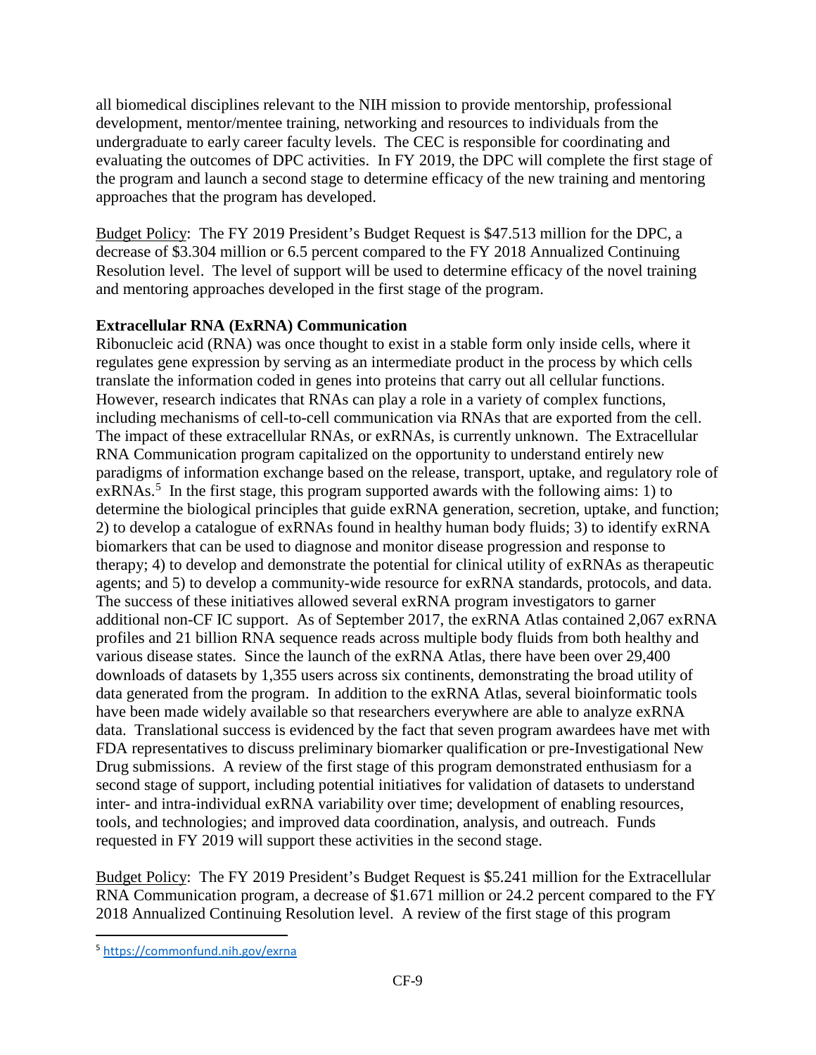all biomedical disciplines relevant to the NIH mission to provide mentorship, professional development, mentor/mentee training, networking and resources to individuals from the undergraduate to early career faculty levels. The CEC is responsible for coordinating and evaluating the outcomes of DPC activities. In FY 2019, the DPC will complete the first stage of the program and launch a second stage to determine efficacy of the new training and mentoring approaches that the program has developed.

Budget Policy: The FY 2019 President's Budget Request is $47.513 million for the DPC, a decrease of $3.304 million or 6.5 percent compared to the FY 2018 Annualized Continuing Resolution level. The level of support will be used to determine efficacy of the novel training and mentoring approaches developed in the first stage of the program.

**Extracellular RNA (ExRNA) Communication**

Ribonucleic acid (RNA) was once thought to exist in a stable form only inside cells, where it regulates gene expression by serving as an intermediate product in the process by which cells translate the information coded in genes into proteins that carry out all cellular functions. However, research indicates that RNAs can play a role in a variety of complex functions, including mechanisms of cell-to-cell communication via RNAs that are exported from the cell. The impact of these extracellular RNAs, or exRNAs, is currently unknown. The Extracellular RNA Communication program capitalized on the opportunity to understand entirely new paradigms of information exchange based on the release, transport, uptake, and regulatory role of exRNAs.[5] In the first stage, this program supported awards with the following aims: 1) to determine the biological principles that guide exRNA generation, secretion, uptake, and function; 2) to develop a catalogue of exRNAs found in healthy human body fluids; 3) to identify exRNA biomarkers that can be used to diagnose and monitor disease progression and response to therapy; 4) to develop and demonstrate the potential for clinical utility of exRNAs as therapeutic agents; and 5) to develop a community-wide resource for exRNA standards, protocols, and data. The success of these initiatives allowed several exRNA program investigators to garner additional non-CF IC support. As of September 2017, the exRNA Atlas contained 2,067 exRNA profiles and 21 billion RNA sequence reads across multiple body fluids from both healthy and various disease states. Since the launch of the exRNA Atlas, there have been over 29,400 downloads of datasets by 1,355 users across six continents, demonstrating the broad utility of data generated from the program. In addition to the exRNA Atlas, several bioinformatic tools have been made widely available so that researchers everywhere are able to analyze exRNA data. Translational success is evidenced by the fact that seven program awardees have met with FDA representatives to discuss preliminary biomarker qualification or pre-Investigational New Drug submissions. A review of the first stage of this program demonstrated enthusiasm for a second stage of support, including potential initiatives for validation of datasets to understand inter- and intra-individual exRNA variability over time; development of enabling resources, tools, and technologies; and improved data coordination, analysis, and outreach. Funds requested in FY 2019 will support these activities in the second stage.

Budget Policy: The FY 2019 President's Budget Request is $5.241 million for the Extracellular RNA Communication program, a decrease of $1.671 million or 24.2 percent compared to the FY 2018 Annualized Continuing Resolution level. A review of the first stage of this program

[5] https://commonfund.nih.gov/exrna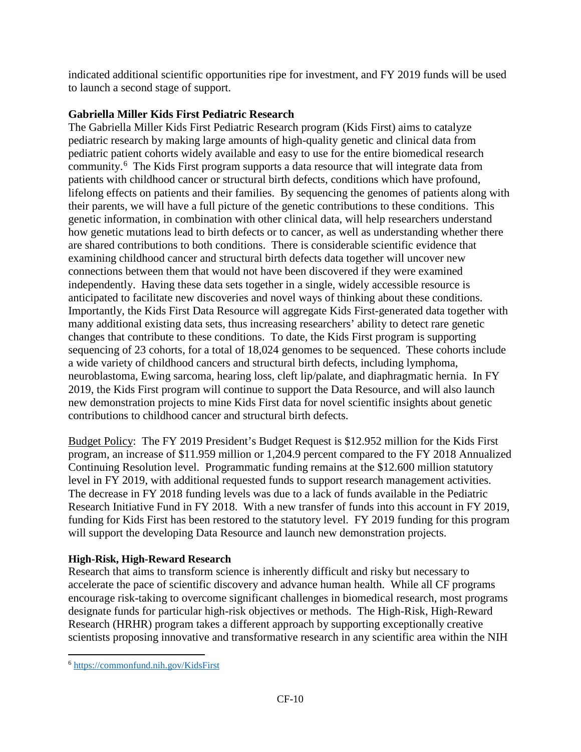indicated additional scientific opportunities ripe for investment, and FY 2019 funds will be used to launch a second stage of support.

**Gabriella Miller Kids First Pediatric Research**

The Gabriella Miller Kids First Pediatric Research program (Kids First) aims to catalyze pediatric research by making large amounts of high-quality genetic and clinical data from pediatric patient cohorts widely available and easy to use for the entire biomedical research community.[6] The Kids First program supports a data resource that will integrate data from patients with childhood cancer or structural birth defects, conditions which have profound, lifelong effects on patients and their families. By sequencing the genomes of patients along with their parents, we will have a full picture of the genetic contributions to these conditions. This genetic information, in combination with other clinical data, will help researchers understand how genetic mutations lead to birth defects or to cancer, as well as understanding whether there are shared contributions to both conditions. There is considerable scientific evidence that examining childhood cancer and structural birth defects data together will uncover new connections between them that would not have been discovered if they were examined independently. Having these data sets together in a single, widely accessible resource is anticipated to facilitate new discoveries and novel ways of thinking about these conditions. Importantly, the Kids First Data Resource will aggregate Kids First-generated data together with many additional existing data sets, thus increasing researchers' ability to detect rare genetic changes that contribute to these conditions. To date, the Kids First program is supporting sequencing of 23 cohorts, for a total of 18,024 genomes to be sequenced. These cohorts include a wide variety of childhood cancers and structural birth defects, including lymphoma, neuroblastoma, Ewing sarcoma, hearing loss, cleft lip/palate, and diaphragmatic hernia. In FY 2019, the Kids First program will continue to support the Data Resource, and will also launch new demonstration projects to mine Kids First data for novel scientific insights about genetic contributions to childhood cancer and structural birth defects.

Budget Policy: The FY 2019 President's Budget Request is $12.952 million for the Kids First program, an increase of $11.959 million or 1,204.9 percent compared to the FY 2018 Annualized Continuing Resolution level. Programmatic funding remains at the $12.600 million statutory level in FY 2019, with additional requested funds to support research management activities. The decrease in FY 2018 funding levels was due to a lack of funds available in the Pediatric Research Initiative Fund in FY 2018. With a new transfer of funds into this account in FY 2019, funding for Kids First has been restored to the statutory level. FY 2019 funding for this program will support the developing Data Resource and launch new demonstration projects.

**High-Risk, High-Reward Research**

Research that aims to transform science is inherently difficult and risky but necessary to accelerate the pace of scientific discovery and advance human health. While all CF programs encourage risk-taking to overcome significant challenges in biomedical research, most programs designate funds for particular high-risk objectives or methods. The High-Risk, High-Reward Research (HRHR) program takes a different approach by supporting exceptionally creative scientists proposing innovative and transformative research in any scientific area within the NIH

[6] https://commonfund.nih.gov/KidsFirst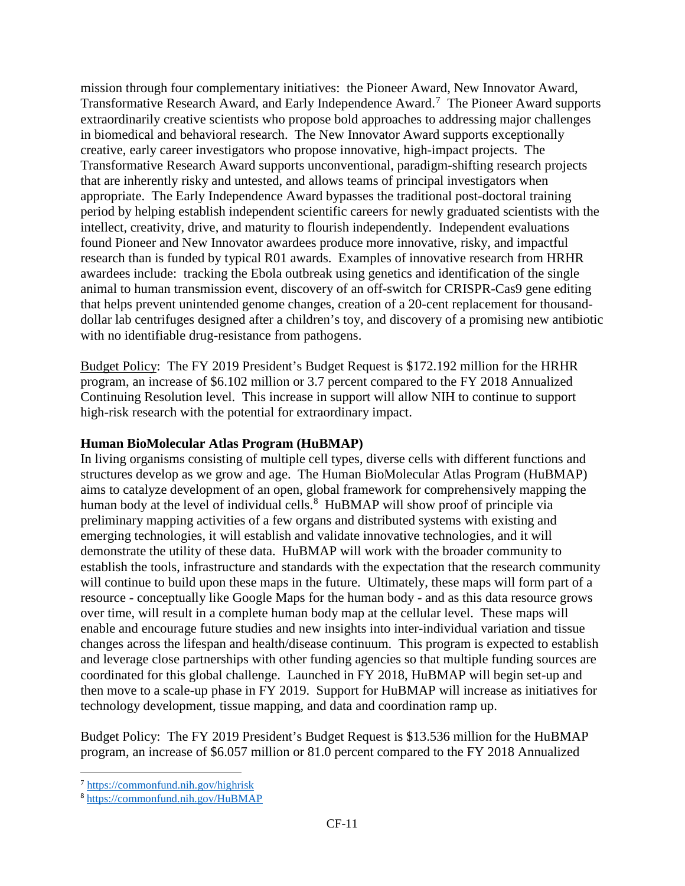mission through four complementary initiatives: the Pioneer Award, New Innovator Award, Transformative Research Award, and Early Independence Award.[7] The Pioneer Award supports extraordinarily creative scientists who propose bold approaches to addressing major challenges in biomedical and behavioral research. The New Innovator Award supports exceptionally creative, early career investigators who propose innovative, high-impact projects. The Transformative Research Award supports unconventional, paradigm-shifting research projects that are inherently risky and untested, and allows teams of principal investigators when appropriate. The Early Independence Award bypasses the traditional post-doctoral training period by helping establish independent scientific careers for newly graduated scientists with the intellect, creativity, drive, and maturity to flourish independently. Independent evaluations found Pioneer and New Innovator awardees produce more innovative, risky, and impactful research than is funded by typical R01 awards. Examples of innovative research from HRHR awardees include: tracking the Ebola outbreak using genetics and identification of the single animal to human transmission event, discovery of an off-switch for CRISPR-Cas9 gene editing that helps prevent unintended genome changes, creation of a 20-cent replacement for thousand-dollar lab centrifuges designed after a children's toy, and discovery of a promising new antibiotic with no identifiable drug-resistance from pathogens.

Budget Policy: The FY 2019 President's Budget Request is $172.192 million for the HRHR program, an increase of $6.102 million or 3.7 percent compared to the FY 2018 Annualized Continuing Resolution level. This increase in support will allow NIH to continue to support high-risk research with the potential for extraordinary impact.

**Human BioMolecular Atlas Program (HuBMAP)**

In living organisms consisting of multiple cell types, diverse cells with different functions and structures develop as we grow and age. The Human BioMolecular Atlas Program (HuBMAP) aims to catalyze development of an open, global framework for comprehensively mapping the human body at the level of individual cells.[8] HuBMAP will show proof of principle via preliminary mapping activities of a few organs and distributed systems with existing and emerging technologies, it will establish and validate innovative technologies, and it will demonstrate the utility of these data. HuBMAP will work with the broader community to establish the tools, infrastructure and standards with the expectation that the research community will continue to build upon these maps in the future. Ultimately, these maps will form part of a resource - conceptually like Google Maps for the human body - and as this data resource grows over time, will result in a complete human body map at the cellular level. These maps will enable and encourage future studies and new insights into inter-individual variation and tissue changes across the lifespan and health/disease continuum. This program is expected to establish and leverage close partnerships with other funding agencies so that multiple funding sources are coordinated for this global challenge. Launched in FY 2018, HuBMAP will begin set-up and then move to a scale-up phase in FY 2019. Support for HuBMAP will increase as initiatives for technology development, tissue mapping, and data and coordination ramp up.

Budget Policy: The FY 2019 President's Budget Request is $13.536 million for the HuBMAP program, an increase of $6.057 million or 81.0 percent compared to the FY 2018 Annualized

[7] https://commonfund.nih.gov/highrisk

[8] https://commonfund.nih.gov/HuBMAP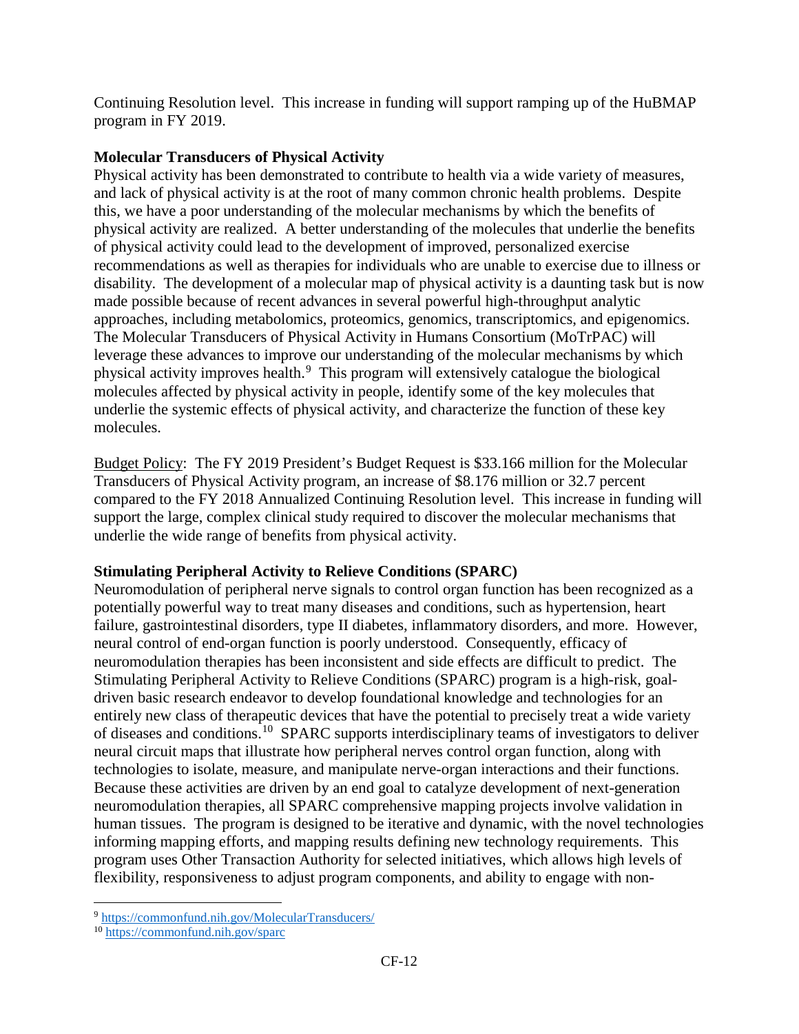Continuing Resolution level. This increase in funding will support ramping up of the HuBMAP program in FY 2019.

**Molecular Transducers of Physical Activity**

Physical activity has been demonstrated to contribute to health via a wide variety of measures, and lack of physical activity is at the root of many common chronic health problems. Despite this, we have a poor understanding of the molecular mechanisms by which the benefits of physical activity are realized. A better understanding of the molecules that underlie the benefits of physical activity could lead to the development of improved, personalized exercise recommendations as well as therapies for individuals who are unable to exercise due to illness or disability. The development of a molecular map of physical activity is a daunting task but is now made possible because of recent advances in several powerful high-throughput analytic approaches, including metabolomics, proteomics, genomics, transcriptomics, and epigenomics. The Molecular Transducers of Physical Activity in Humans Consortium (MoTrPAC) will leverage these advances to improve our understanding of the molecular mechanisms by which physical activity improves health.[9] This program will extensively catalogue the biological molecules affected by physical activity in people, identify some of the key molecules that underlie the systemic effects of physical activity, and characterize the function of these key molecules.

Budget Policy: The FY 2019 President's Budget Request is \$33.166 million for the Molecular Transducers of Physical Activity program, an increase of \$8.176 million or 32.7 percent compared to the FY 2018 Annualized Continuing Resolution level. This increase in funding will support the large, complex clinical study required to discover the molecular mechanisms that underlie the wide range of benefits from physical activity.

**Stimulating Peripheral Activity to Relieve Conditions (SPARC)**

Neuromodulation of peripheral nerve signals to control organ function has been recognized as a potentially powerful way to treat many diseases and conditions, such as hypertension, heart failure, gastrointestinal disorders, type II diabetes, inflammatory disorders, and more. However, neural control of end-organ function is poorly understood. Consequently, efficacy of neuromodulation therapies has been inconsistent and side effects are difficult to predict. The Stimulating Peripheral Activity to Relieve Conditions (SPARC) program is a high-risk, goal-driven basic research endeavor to develop foundational knowledge and technologies for an entirely new class of therapeutic devices that have the potential to precisely treat a wide variety of diseases and conditions.[10] SPARC supports interdisciplinary teams of investigators to deliver neural circuit maps that illustrate how peripheral nerves control organ function, along with technologies to isolate, measure, and manipulate nerve-organ interactions and their functions. Because these activities are driven by an end goal to catalyze development of next-generation neuromodulation therapies, all SPARC comprehensive mapping projects involve validation in human tissues. The program is designed to be iterative and dynamic, with the novel technologies informing mapping efforts, and mapping results defining new technology requirements. This program uses Other Transaction Authority for selected initiatives, which allows high levels of flexibility, responsiveness to adjust program components, and ability to engage with non-

[9] https://commonfund.nih.gov/MolecularTransducers/

[10] https://commonfund.nih.gov/sparc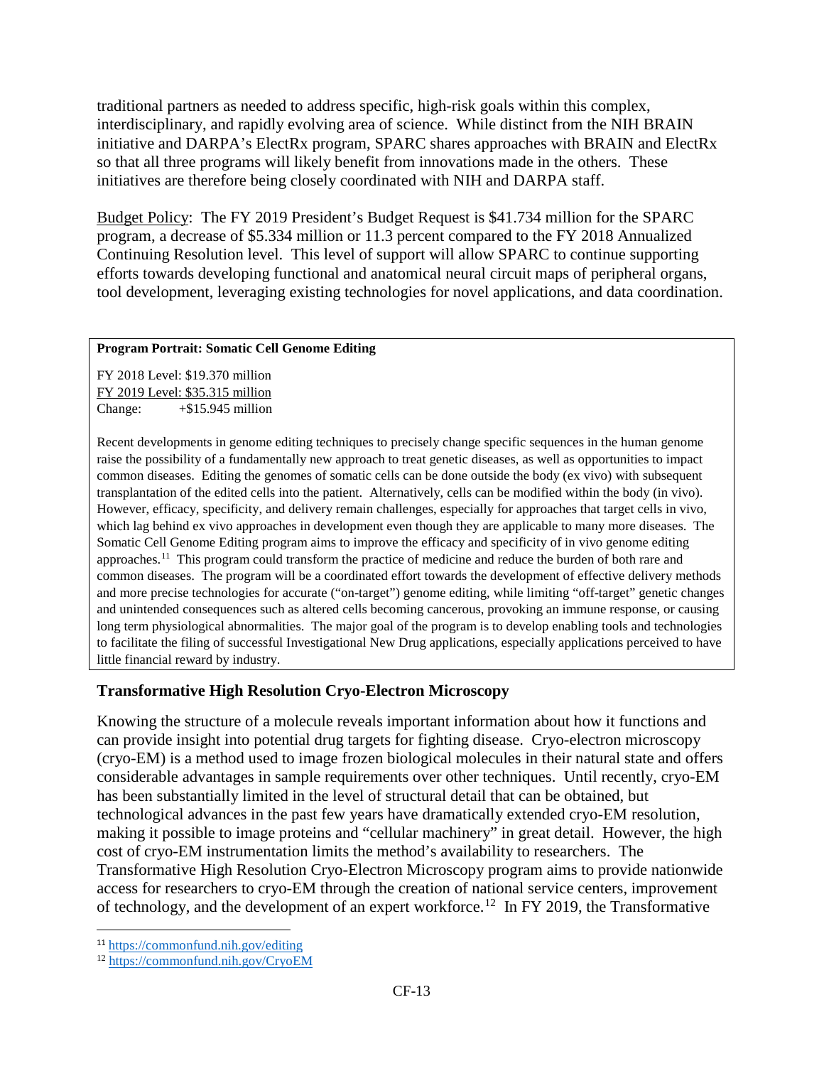traditional partners as needed to address specific, high-risk goals within this complex, interdisciplinary, and rapidly evolving area of science. While distinct from the NIH BRAIN initiative and DARPA's ElectRx program, SPARC shares approaches with BRAIN and ElectRx so that all three programs will likely benefit from innovations made in the others. These initiatives are therefore being closely coordinated with NIH and DARPA staff.

Budget Policy: The FY 2019 President's Budget Request is $41.734 million for the SPARC program, a decrease of $5.334 million or 11.3 percent compared to the FY 2018 Annualized Continuing Resolution level. This level of support will allow SPARC to continue supporting efforts towards developing functional and anatomical neural circuit maps of peripheral organs, tool development, leveraging existing technologies for novel applications, and data coordination.

**Program Portrait: Somatic Cell Genome Editing**

FY 2018 Level: $19.370 million
FY 2019 Level: $35.315 million
Change: +$15.945 million

Recent developments in genome editing techniques to precisely change specific sequences in the human genome raise the possibility of a fundamentally new approach to treat genetic diseases, as well as opportunities to impact common diseases. Editing the genomes of somatic cells can be done outside the body (ex vivo) with subsequent transplantation of the edited cells into the patient. Alternatively, cells can be modified within the body (in vivo). However, efficacy, specificity, and delivery remain challenges, especially for approaches that target cells in vivo, which lag behind ex vivo approaches in development even though they are applicable to many more diseases. The Somatic Cell Genome Editing program aims to improve the efficacy and specificity of in vivo genome editing approaches.[11] This program could transform the practice of medicine and reduce the burden of both rare and common diseases. The program will be a coordinated effort towards the development of effective delivery methods and more precise technologies for accurate ("on-target") genome editing, while limiting "off-target" genetic changes and unintended consequences such as altered cells becoming cancerous, provoking an immune response, or causing long term physiological abnormalities. The major goal of the program is to develop enabling tools and technologies to facilitate the filing of successful Investigational New Drug applications, especially applications perceived to have little financial reward by industry.

## Transformative High Resolution Cryo-Electron Microscopy

Knowing the structure of a molecule reveals important information about how it functions and can provide insight into potential drug targets for fighting disease. Cryo-electron microscopy (cryo-EM) is a method used to image frozen biological molecules in their natural state and offers considerable advantages in sample requirements over other techniques. Until recently, cryo-EM has been substantially limited in the level of structural detail that can be obtained, but technological advances in the past few years have dramatically extended cryo-EM resolution, making it possible to image proteins and "cellular machinery" in great detail. However, the high cost of cryo-EM instrumentation limits the method's availability to researchers. The Transformative High Resolution Cryo-Electron Microscopy program aims to provide nationwide access for researchers to cryo-EM through the creation of national service centers, improvement of technology, and the development of an expert workforce.[12] In FY 2019, the Transformative

[11] https://commonfund.nih.gov/editing
[12] https://commonfund.nih.gov/CryoEM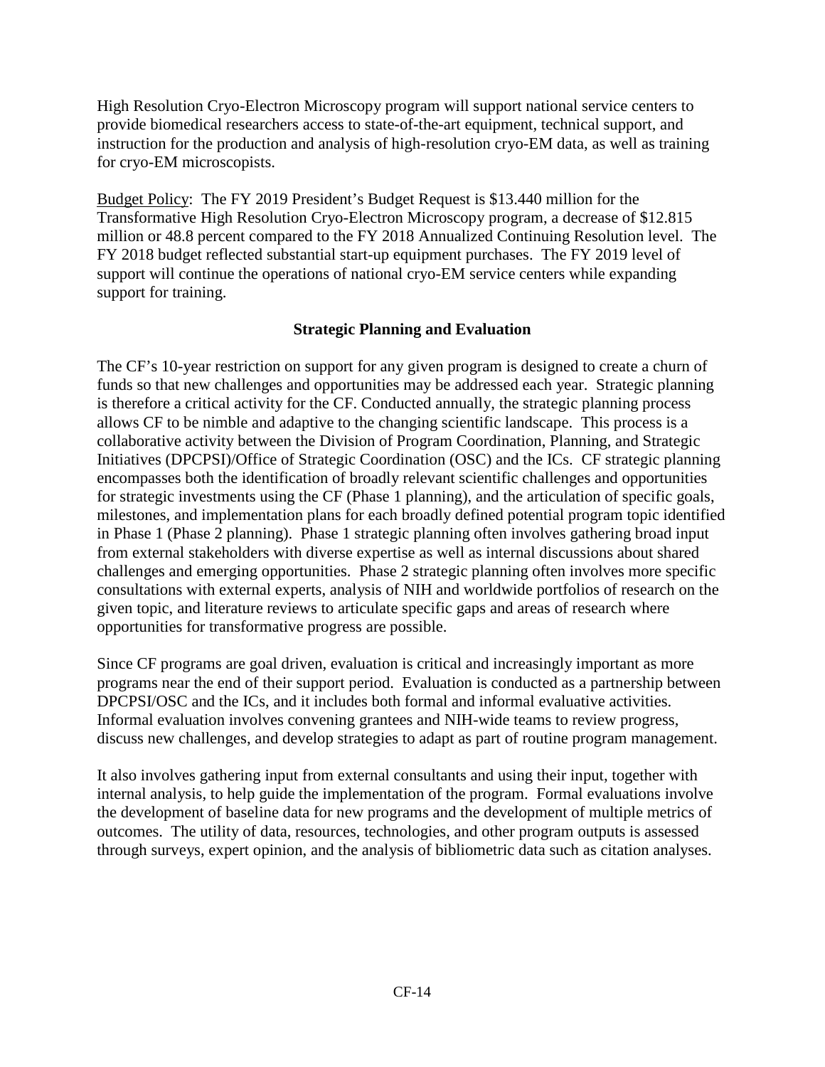High Resolution Cryo-Electron Microscopy program will support national service centers to provide biomedical researchers access to state-of-the-art equipment, technical support, and instruction for the production and analysis of high-resolution cryo-EM data, as well as training for cryo-EM microscopists.

Budget Policy: The FY 2019 President's Budget Request is $13.440 million for the Transformative High Resolution Cryo-Electron Microscopy program, a decrease of $12.815 million or 48.8 percent compared to the FY 2018 Annualized Continuing Resolution level. The FY 2018 budget reflected substantial start-up equipment purchases. The FY 2019 level of support will continue the operations of national cryo-EM service centers while expanding support for training.

## Strategic Planning and Evaluation

The CF's 10-year restriction on support for any given program is designed to create a churn of funds so that new challenges and opportunities may be addressed each year. Strategic planning is therefore a critical activity for the CF. Conducted annually, the strategic planning process allows CF to be nimble and adaptive to the changing scientific landscape. This process is a collaborative activity between the Division of Program Coordination, Planning, and Strategic Initiatives (DPCPSI)/Office of Strategic Coordination (OSC) and the ICs. CF strategic planning encompasses both the identification of broadly relevant scientific challenges and opportunities for strategic investments using the CF (Phase 1 planning), and the articulation of specific goals, milestones, and implementation plans for each broadly defined potential program topic identified in Phase 1 (Phase 2 planning). Phase 1 strategic planning often involves gathering broad input from external stakeholders with diverse expertise as well as internal discussions about shared challenges and emerging opportunities. Phase 2 strategic planning often involves more specific consultations with external experts, analysis of NIH and worldwide portfolios of research on the given topic, and literature reviews to articulate specific gaps and areas of research where opportunities for transformative progress are possible.

Since CF programs are goal driven, evaluation is critical and increasingly important as more programs near the end of their support period. Evaluation is conducted as a partnership between DPCPSI/OSC and the ICs, and it includes both formal and informal evaluative activities. Informal evaluation involves convening grantees and NIH-wide teams to review progress, discuss new challenges, and develop strategies to adapt as part of routine program management.

It also involves gathering input from external consultants and using their input, together with internal analysis, to help guide the implementation of the program. Formal evaluations involve the development of baseline data for new programs and the development of multiple metrics of outcomes. The utility of data, resources, technologies, and other program outputs is assessed through surveys, expert opinion, and the analysis of bibliometric data such as citation analyses.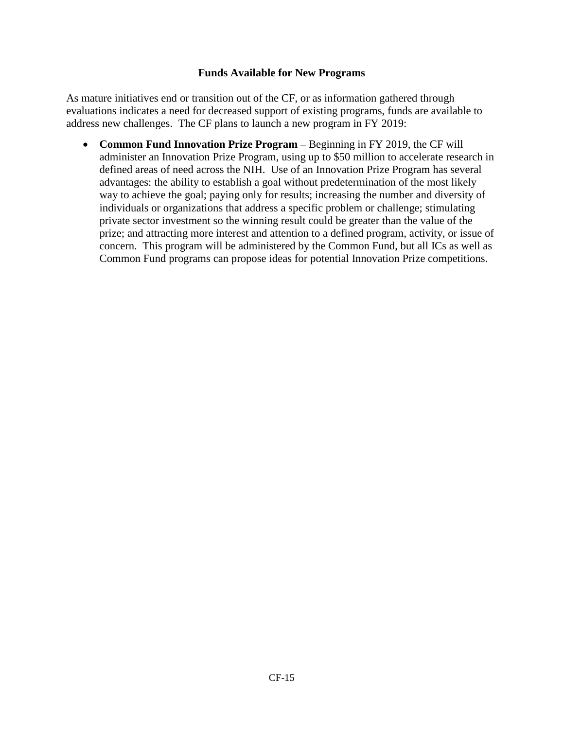### Funds Available for New Programs

As mature initiatives end or transition out of the CF, or as information gathered through evaluations indicates a need for decreased support of existing programs, funds are available to address new challenges. The CF plans to launch a new program in FY 2019:

- **Common Fund Innovation Prize Program** – Beginning in FY 2019, the CF will administer an Innovation Prize Program, using up to $50 million to accelerate research in defined areas of need across the NIH. Use of an Innovation Prize Program has several advantages: the ability to establish a goal without predetermination of the most likely way to achieve the goal; paying only for results; increasing the number and diversity of individuals or organizations that address a specific problem or challenge; stimulating private sector investment so the winning result could be greater than the value of the prize; and attracting more interest and attention to a defined program, activity, or issue of concern. This program will be administered by the Common Fund, but all ICs as well as Common Fund programs can propose ideas for potential Innovation Prize competitions.